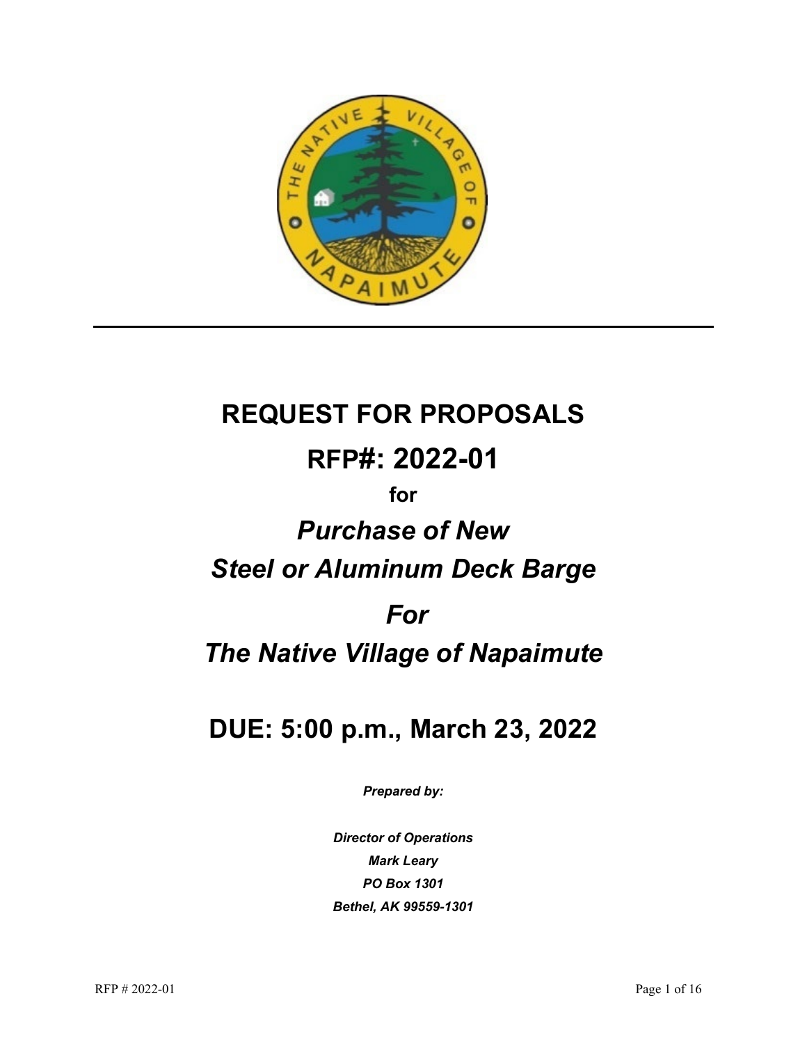# REQUEST FOR PROPOSALS

# RFP#: 2022-01

## for

# *Purchase of New Steel or Aluminum Deck Barge*

# *For*

# *The Native Village of Napaimute*

# DUE: 5:00 p.m., March 23, 2022

***Prepared by:***

***Director of Operations***
***Mark Leary***
***PO Box 1301***
***Bethel, AK 99559-1301***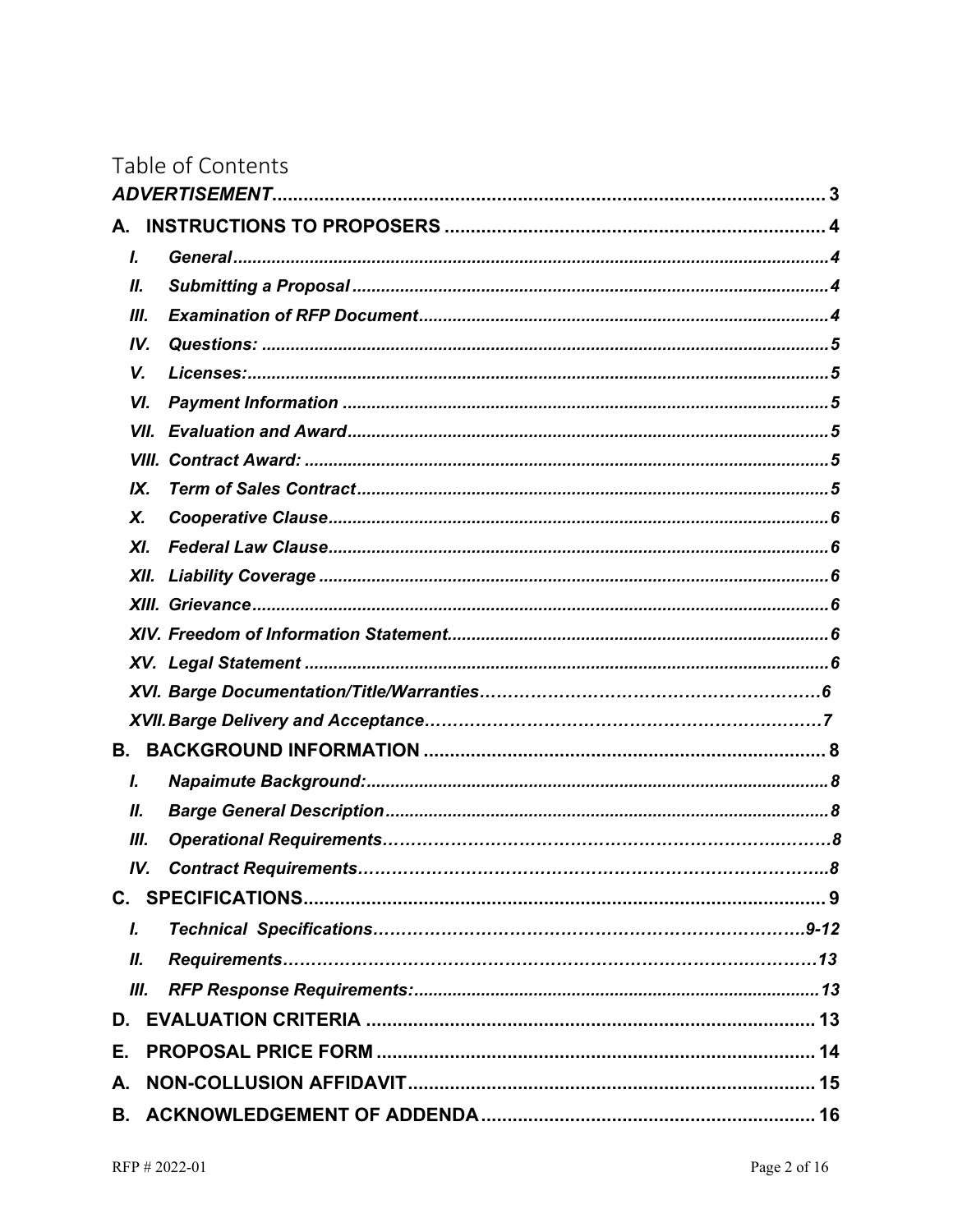# Table of Contents

**_ADVERTISEMENT_** .......... 3

**A. INSTRUCTIONS TO PROPOSERS** .......... 4

- ***I. General*** .......... 4
- ***II. Submitting a Proposal*** .......... 4
- ***III. Examination of RFP Document*** .......... 4
- ***IV. Questions:*** .......... 5
- ***V. Licenses:*** .......... 5
- ***VI. Payment Information*** .......... 5
- ***VII. Evaluation and Award*** .......... 5
- ***VIII. Contract Award:*** .......... 5
- ***IX. Term of Sales Contract*** .......... 5
- ***X. Cooperative Clause*** .......... 6
- ***XI. Federal Law Clause*** .......... 6
- ***XII. Liability Coverage*** .......... 6
- ***XIII. Grievance*** .......... 6
- ***XIV. Freedom of Information Statement*** .......... 6
- ***XV. Legal Statement*** .......... 6
- ***XVI. Barge Documentation/Title/Warranties*** .......... 6
- ***XVII. Barge Delivery and Acceptance*** .......... 7

**B. BACKGROUND INFORMATION** .......... 8

- ***I. Napaimute Background:*** .......... 8
- ***II. Barge General Description*** .......... 8
- ***III. Operational Requirements*** .......... 8
- ***IV. Contract Requirements*** .......... 8

**C. SPECIFICATIONS** .......... 9

- ***I. Technical Specifications*** .......... 9-12
- ***II. Requirements*** .......... 13
- ***III. RFP Response Requirements:*** .......... 13

**D. EVALUATION CRITERIA** .......... 13

**E. PROPOSAL PRICE FORM** .......... 14

**A. NON-COLLUSION AFFIDAVIT** .......... 15

**B. ACKNOWLEDGEMENT OF ADDENDA** .......... 16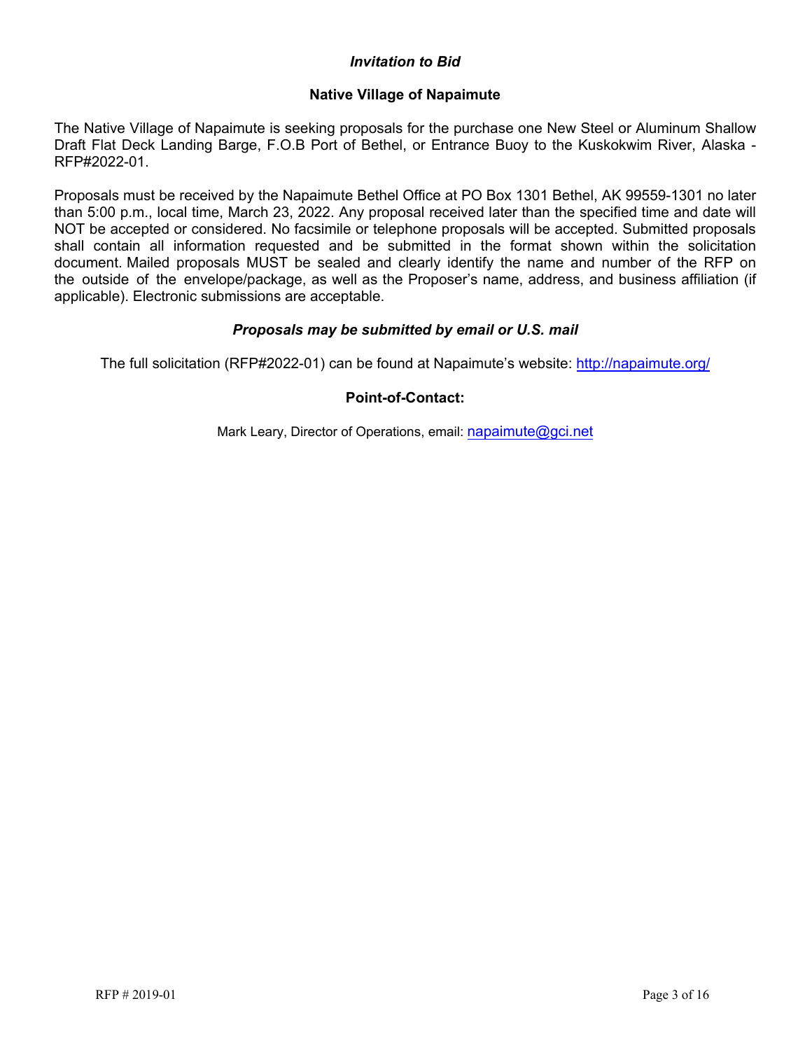***Invitation to Bid***

**Native Village of Napaimute**

The Native Village of Napaimute is seeking proposals for the purchase one New Steel or Aluminum Shallow Draft Flat Deck Landing Barge, F.O.B Port of Bethel, or Entrance Buoy to the Kuskokwim River, Alaska - RFP#2022-01.

Proposals must be received by the Napaimute Bethel Office at PO Box 1301 Bethel, AK 99559-1301 no later than 5:00 p.m., local time, March 23, 2022. Any proposal received later than the specified time and date will NOT be accepted or considered. No facsimile or telephone proposals will be accepted. Submitted proposals shall contain all information requested and be submitted in the format shown within the solicitation document. Mailed proposals MUST be sealed and clearly identify the name and number of the RFP on the outside of the envelope/package, as well as the Proposer's name, address, and business affiliation (if applicable). Electronic submissions are acceptable.

***Proposals may be submitted by email or U.S. mail***

The full solicitation (RFP#2022-01) can be found at Napaimute's website: http://napaimute.org/

**Point-of-Contact:**

Mark Leary, Director of Operations, email: napaimute@gci.net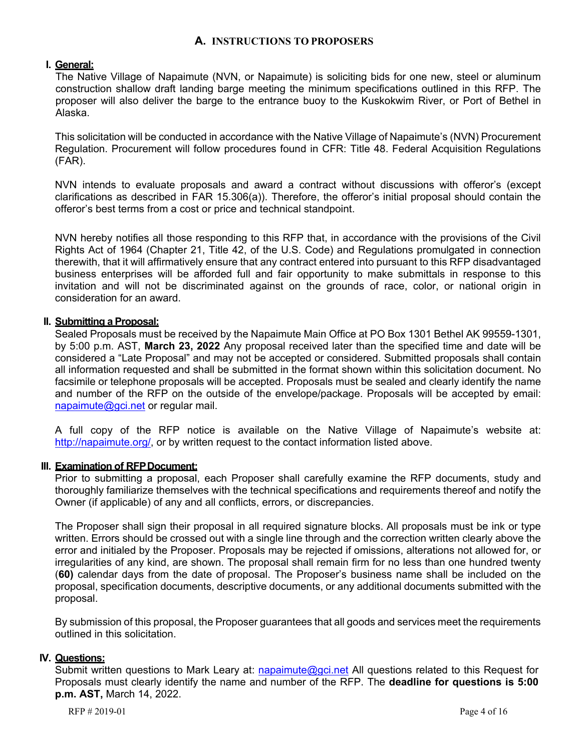## A. INSTRUCTIONS TO PROPOSERS

### I. General:

The Native Village of Napaimute (NVN, or Napaimute) is soliciting bids for one new, steel or aluminum construction shallow draft landing barge meeting the minimum specifications outlined in this RFP. The proposer will also deliver the barge to the entrance buoy to the Kuskokwim River, or Port of Bethel in Alaska.

This solicitation will be conducted in accordance with the Native Village of Napaimute's (NVN) Procurement Regulation. Procurement will follow procedures found in CFR: Title 48. Federal Acquisition Regulations (FAR).

NVN intends to evaluate proposals and award a contract without discussions with offeror's (except clarifications as described in FAR 15.306(a)). Therefore, the offeror's initial proposal should contain the offeror's best terms from a cost or price and technical standpoint.

NVN hereby notifies all those responding to this RFP that, in accordance with the provisions of the Civil Rights Act of 1964 (Chapter 21, Title 42, of the U.S. Code) and Regulations promulgated in connection therewith, that it will affirmatively ensure that any contract entered into pursuant to this RFP disadvantaged business enterprises will be afforded full and fair opportunity to make submittals in response to this invitation and will not be discriminated against on the grounds of race, color, or national origin in consideration for an award.

### II. Submitting a Proposal:

Sealed Proposals must be received by the Napaimute Main Office at PO Box 1301 Bethel AK 99559-1301, by 5:00 p.m. AST, **March 23, 2022** Any proposal received later than the specified time and date will be considered a "Late Proposal" and may not be accepted or considered. Submitted proposals shall contain all information requested and shall be submitted in the format shown within this solicitation document. No facsimile or telephone proposals will be accepted. Proposals must be sealed and clearly identify the name and number of the RFP on the outside of the envelope/package. Proposals will be accepted by email: napaimute@gci.net or regular mail.

A full copy of the RFP notice is available on the Native Village of Napaimute's website at: http://napaimute.org/, or by written request to the contact information listed above.

### III. Examination of RFP Document:

Prior to submitting a proposal, each Proposer shall carefully examine the RFP documents, study and thoroughly familiarize themselves with the technical specifications and requirements thereof and notify the Owner (if applicable) of any and all conflicts, errors, or discrepancies.

The Proposer shall sign their proposal in all required signature blocks. All proposals must be ink or type written. Errors should be crossed out with a single line through and the correction written clearly above the error and initialed by the Proposer. Proposals may be rejected if omissions, alterations not allowed for, or irregularities of any kind, are shown. The proposal shall remain firm for no less than one hundred twenty (**60)** calendar days from the date of proposal. The Proposer's business name shall be included on the proposal, specification documents, descriptive documents, or any additional documents submitted with the proposal.

By submission of this proposal, the Proposer guarantees that all goods and services meet the requirements outlined in this solicitation.

### IV. Questions:

Submit written questions to Mark Leary at: napaimute@gci.net All questions related to this Request for Proposals must clearly identify the name and number of the RFP. The **deadline for questions is 5:00 p.m. AST,** March 14, 2022.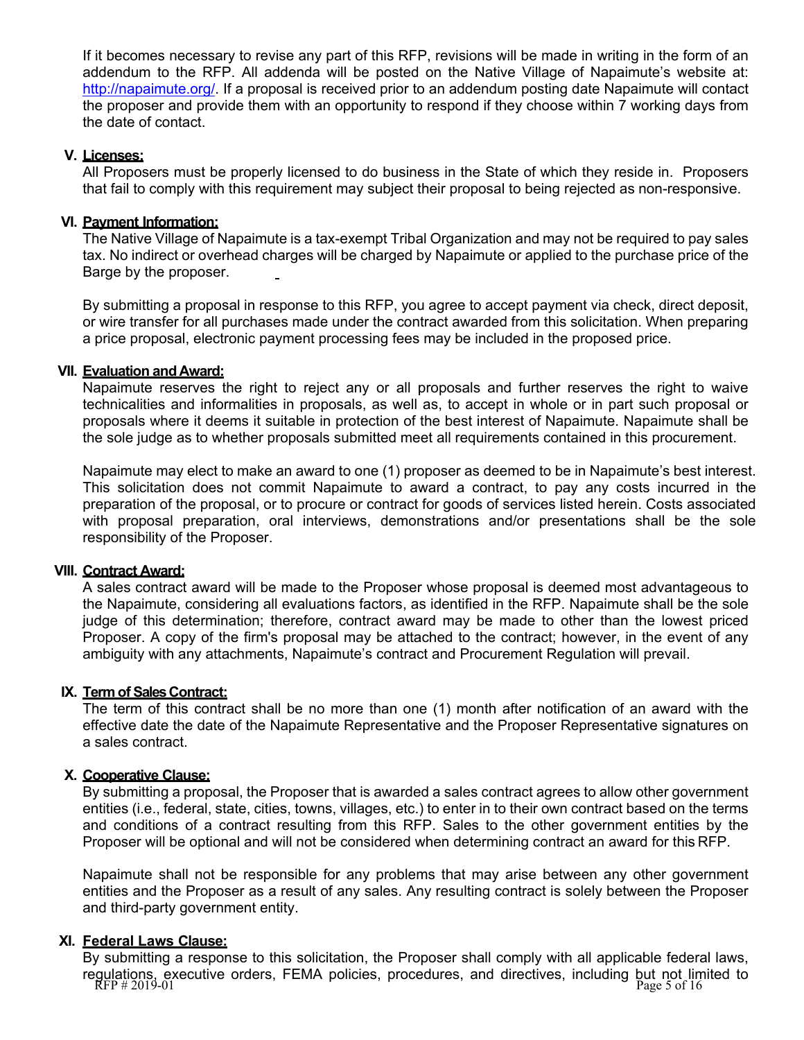If it becomes necessary to revise any part of this RFP, revisions will be made in writing in the form of an addendum to the RFP. All addenda will be posted on the Native Village of Napaimute's website at: http://napaimute.org/. If a proposal is received prior to an addendum posting date Napaimute will contact the proposer and provide them with an opportunity to respond if they choose within 7 working days from the date of contact.

## V. Licenses:

All Proposers must be properly licensed to do business in the State of which they reside in. Proposers that fail to comply with this requirement may subject their proposal to being rejected as non-responsive.

## VI. Payment Information:

The Native Village of Napaimute is a tax-exempt Tribal Organization and may not be required to pay sales tax. No indirect or overhead charges will be charged by Napaimute or applied to the purchase price of the Barge by the proposer.

By submitting a proposal in response to this RFP, you agree to accept payment via check, direct deposit, or wire transfer for all purchases made under the contract awarded from this solicitation. When preparing a price proposal, electronic payment processing fees may be included in the proposed price.

## VII. Evaluation and Award:

Napaimute reserves the right to reject any or all proposals and further reserves the right to waive technicalities and informalities in proposals, as well as, to accept in whole or in part such proposal or proposals where it deems it suitable in protection of the best interest of Napaimute. Napaimute shall be the sole judge as to whether proposals submitted meet all requirements contained in this procurement.

Napaimute may elect to make an award to one (1) proposer as deemed to be in Napaimute's best interest. This solicitation does not commit Napaimute to award a contract, to pay any costs incurred in the preparation of the proposal, or to procure or contract for goods of services listed herein. Costs associated with proposal preparation, oral interviews, demonstrations and/or presentations shall be the sole responsibility of the Proposer.

## VIII. Contract Award:

A sales contract award will be made to the Proposer whose proposal is deemed most advantageous to the Napaimute, considering all evaluations factors, as identified in the RFP. Napaimute shall be the sole judge of this determination; therefore, contract award may be made to other than the lowest priced Proposer. A copy of the firm's proposal may be attached to the contract; however, in the event of any ambiguity with any attachments, Napaimute's contract and Procurement Regulation will prevail.

## IX. Term of Sales Contract:

The term of this contract shall be no more than one (1) month after notification of an award with the effective date the date of the Napaimute Representative and the Proposer Representative signatures on a sales contract.

## X. Cooperative Clause:

By submitting a proposal, the Proposer that is awarded a sales contract agrees to allow other government entities (i.e., federal, state, cities, towns, villages, etc.) to enter in to their own contract based on the terms and conditions of a contract resulting from this RFP. Sales to the other government entities by the Proposer will be optional and will not be considered when determining contract an award for this RFP.

Napaimute shall not be responsible for any problems that may arise between any other government entities and the Proposer as a result of any sales. Any resulting contract is solely between the Proposer and third-party government entity.

## XI. Federal Laws Clause:

By submitting a response to this solicitation, the Proposer shall comply with all applicable federal laws, regulations, executive orders, FEMA policies, procedures, and directives, including but not limited to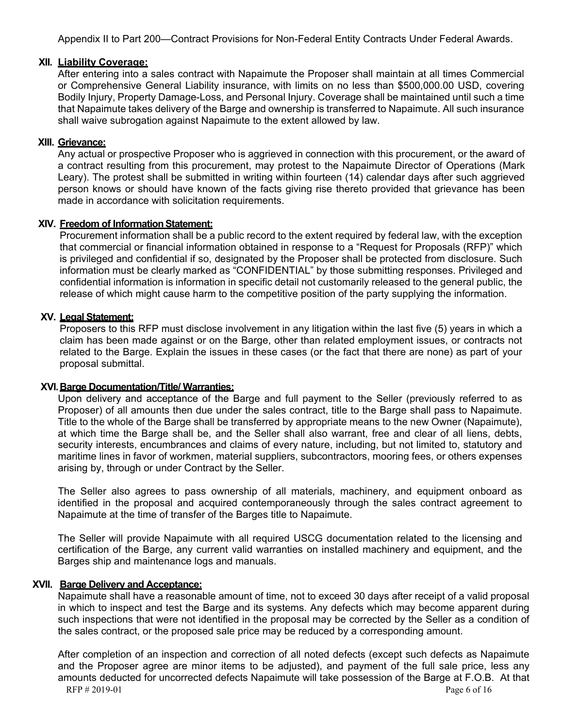Appendix II to Part 200—Contract Provisions for Non-Federal Entity Contracts Under Federal Awards.

## XII. Liability Coverage:

After entering into a sales contract with Napaimute the Proposer shall maintain at all times Commercial or Comprehensive General Liability insurance, with limits on no less than $500,000.00 USD, covering Bodily Injury, Property Damage-Loss, and Personal Injury. Coverage shall be maintained until such a time that Napaimute takes delivery of the Barge and ownership is transferred to Napaimute. All such insurance shall waive subrogation against Napaimute to the extent allowed by law.

## XIII. Grievance:

Any actual or prospective Proposer who is aggrieved in connection with this procurement, or the award of a contract resulting from this procurement, may protest to the Napaimute Director of Operations (Mark Leary). The protest shall be submitted in writing within fourteen (14) calendar days after such aggrieved person knows or should have known of the facts giving rise thereto provided that grievance has been made in accordance with solicitation requirements.

## XIV. Freedom of Information Statement:

Procurement information shall be a public record to the extent required by federal law, with the exception that commercial or financial information obtained in response to a "Request for Proposals (RFP)" which is privileged and confidential if so, designated by the Proposer shall be protected from disclosure. Such information must be clearly marked as "CONFIDENTIAL" by those submitting responses. Privileged and confidential information is information in specific detail not customarily released to the general public, the release of which might cause harm to the competitive position of the party supplying the information.

## XV. Legal Statement:

Proposers to this RFP must disclose involvement in any litigation within the last five (5) years in which a claim has been made against or on the Barge, other than related employment issues, or contracts not related to the Barge. Explain the issues in these cases (or the fact that there are none) as part of your proposal submittal.

## XVI. Barge Documentation/Title/ Warranties:

Upon delivery and acceptance of the Barge and full payment to the Seller (previously referred to as Proposer) of all amounts then due under the sales contract, title to the Barge shall pass to Napaimute. Title to the whole of the Barge shall be transferred by appropriate means to the new Owner (Napaimute), at which time the Barge shall be, and the Seller shall also warrant, free and clear of all liens, debts, security interests, encumbrances and claims of every nature, including, but not limited to, statutory and maritime lines in favor of workmen, material suppliers, subcontractors, mooring fees, or others expenses arising by, through or under Contract by the Seller.

The Seller also agrees to pass ownership of all materials, machinery, and equipment onboard as identified in the proposal and acquired contemporaneously through the sales contract agreement to Napaimute at the time of transfer of the Barges title to Napaimute.

The Seller will provide Napaimute with all required USCG documentation related to the licensing and certification of the Barge, any current valid warranties on installed machinery and equipment, and the Barges ship and maintenance logs and manuals.

## XVII. Barge Delivery and Acceptance:

Napaimute shall have a reasonable amount of time, not to exceed 30 days after receipt of a valid proposal in which to inspect and test the Barge and its systems. Any defects which may become apparent during such inspections that were not identified in the proposal may be corrected by the Seller as a condition of the sales contract, or the proposed sale price may be reduced by a corresponding amount.

After completion of an inspection and correction of all noted defects (except such defects as Napaimute and the Proposer agree are minor items to be adjusted), and payment of the full sale price, less any amounts deducted for uncorrected defects Napaimute will take possession of the Barge at F.O.B. At that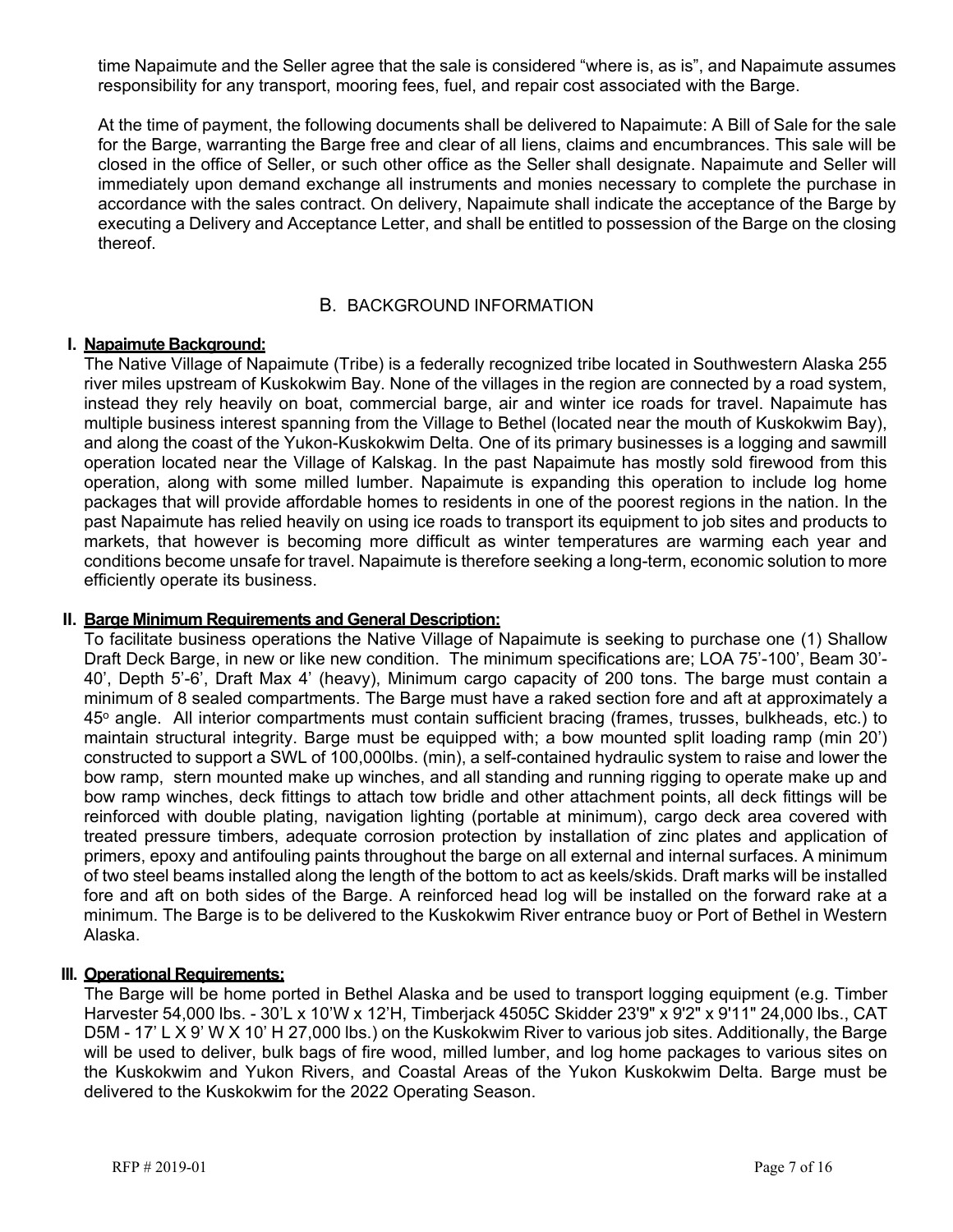time Napaimute and the Seller agree that the sale is considered "where is, as is", and Napaimute assumes responsibility for any transport, mooring fees, fuel, and repair cost associated with the Barge.

At the time of payment, the following documents shall be delivered to Napaimute: A Bill of Sale for the sale for the Barge, warranting the Barge free and clear of all liens, claims and encumbrances. This sale will be closed in the office of Seller, or such other office as the Seller shall designate. Napaimute and Seller will immediately upon demand exchange all instruments and monies necessary to complete the purchase in accordance with the sales contract. On delivery, Napaimute shall indicate the acceptance of the Barge by executing a Delivery and Acceptance Letter, and shall be entitled to possession of the Barge on the closing thereof.

## B. BACKGROUND INFORMATION

### I. Napaimute Background:

The Native Village of Napaimute (Tribe) is a federally recognized tribe located in Southwestern Alaska 255 river miles upstream of Kuskokwim Bay. None of the villages in the region are connected by a road system, instead they rely heavily on boat, commercial barge, air and winter ice roads for travel. Napaimute has multiple business interest spanning from the Village to Bethel (located near the mouth of Kuskokwim Bay), and along the coast of the Yukon-Kuskokwim Delta. One of its primary businesses is a logging and sawmill operation located near the Village of Kalskag. In the past Napaimute has mostly sold firewood from this operation, along with some milled lumber. Napaimute is expanding this operation to include log home packages that will provide affordable homes to residents in one of the poorest regions in the nation. In the past Napaimute has relied heavily on using ice roads to transport its equipment to job sites and products to markets, that however is becoming more difficult as winter temperatures are warming each year and conditions become unsafe for travel. Napaimute is therefore seeking a long-term, economic solution to more efficiently operate its business.

### II. Barge Minimum Requirements and General Description:

To facilitate business operations the Native Village of Napaimute is seeking to purchase one (1) Shallow Draft Deck Barge, in new or like new condition. The minimum specifications are; LOA 75'-100', Beam 30'-40', Depth 5'-6', Draft Max 4' (heavy), Minimum cargo capacity of 200 tons. The barge must contain a minimum of 8 sealed compartments. The Barge must have a raked section fore and aft at approximately a 45° angle. All interior compartments must contain sufficient bracing (frames, trusses, bulkheads, etc.) to maintain structural integrity. Barge must be equipped with; a bow mounted split loading ramp (min 20') constructed to support a SWL of 100,000lbs. (min), a self-contained hydraulic system to raise and lower the bow ramp, stern mounted make up winches, and all standing and running rigging to operate make up and bow ramp winches, deck fittings to attach tow bridle and other attachment points, all deck fittings will be reinforced with double plating, navigation lighting (portable at minimum), cargo deck area covered with treated pressure timbers, adequate corrosion protection by installation of zinc plates and application of primers, epoxy and antifouling paints throughout the barge on all external and internal surfaces. A minimum of two steel beams installed along the length of the bottom to act as keels/skids. Draft marks will be installed fore and aft on both sides of the Barge. A reinforced head log will be installed on the forward rake at a minimum. The Barge is to be delivered to the Kuskokwim River entrance buoy or Port of Bethel in Western Alaska.

### III. Operational Requirements:

The Barge will be home ported in Bethel Alaska and be used to transport logging equipment (e.g. Timber Harvester 54,000 lbs. - 30'L x 10'W x 12'H, Timberjack 4505C Skidder 23'9" x 9'2" x 9'11" 24,000 lbs., CAT D5M - 17' L X 9' W X 10' H 27,000 lbs.) on the Kuskokwim River to various job sites. Additionally, the Barge will be used to deliver, bulk bags of fire wood, milled lumber, and log home packages to various sites on the Kuskokwim and Yukon Rivers, and Coastal Areas of the Yukon Kuskokwim Delta. Barge must be delivered to the Kuskokwim for the 2022 Operating Season.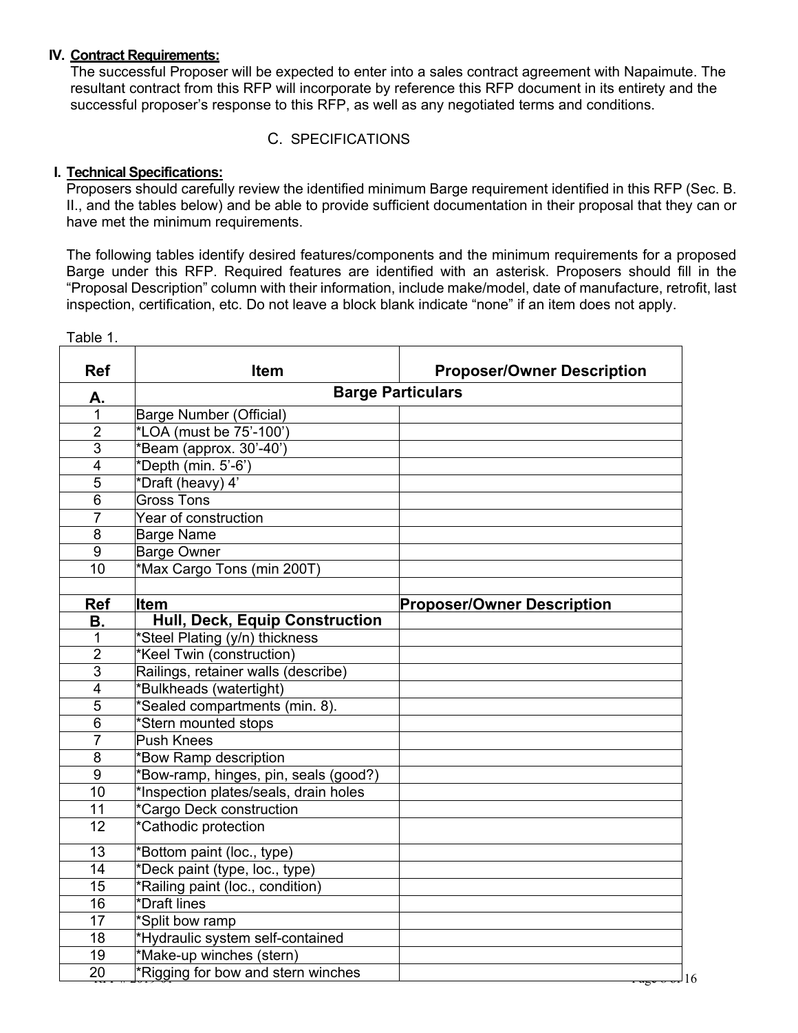## IV. Contract Requirements:

The successful Proposer will be expected to enter into a sales contract agreement with Napaimute. The resultant contract from this RFP will incorporate by reference this RFP document in its entirety and the successful proposer's response to this RFP, as well as any negotiated terms and conditions.

# C. SPECIFICATIONS

## I. Technical Specifications:

Proposers should carefully review the identified minimum Barge requirement identified in this RFP (Sec. B. II., and the tables below) and be able to provide sufficient documentation in their proposal that they can or have met the minimum requirements.

The following tables identify desired features/components and the minimum requirements for a proposed Barge under this RFP. Required features are identified with an asterisk. Proposers should fill in the "Proposal Description" column with their information, include make/model, date of manufacture, retrofit, last inspection, certification, etc. Do not leave a block blank indicate "none" if an item does not apply.

Table 1.

| Ref | Item | Proposer/Owner Description |
|---|---|---|
| **A.** | **Barge Particulars** | |
| 1 | Barge Number (Official) | |
| 2 | *LOA (must be 75'-100') | |
| 3 | *Beam (approx. 30'-40') | |
| 4 | *Depth (min. 5'-6') | |
| 5 | *Draft (heavy) 4' | |
| 6 | Gross Tons | |
| 7 | Year of construction | |
| 8 | Barge Name | |
| 9 | Barge Owner | |
| 10 | *Max Cargo Tons (min 200T) | |
| | | |
| **Ref** | **Item** | **Proposer/Owner Description** |
| **B.** | **Hull, Deck, Equip Construction** | |
| 1 | *Steel Plating (y/n) thickness | |
| 2 | *Keel Twin (construction) | |
| 3 | Railings, retainer walls (describe) | |
| 4 | *Bulkheads (watertight) | |
| 5 | *Sealed compartments (min. 8). | |
| 6 | *Stern mounted stops | |
| 7 | Push Knees | |
| 8 | *Bow Ramp description | |
| 9 | *Bow-ramp, hinges, pin, seals (good?) | |
| 10 | *Inspection plates/seals, drain holes | |
| 11 | *Cargo Deck construction | |
| 12 | *Cathodic protection | |
| 13 | *Bottom paint (loc., type) | |
| 14 | *Deck paint (type, loc., type) | |
| 15 | *Railing paint (loc., condition) | |
| 16 | *Draft lines | |
| 17 | *Split bow ramp | |
| 18 | *Hydraulic system self-contained | |
| 19 | *Make-up winches (stern) | |
| 20 | *Rigging for bow and stern winches | |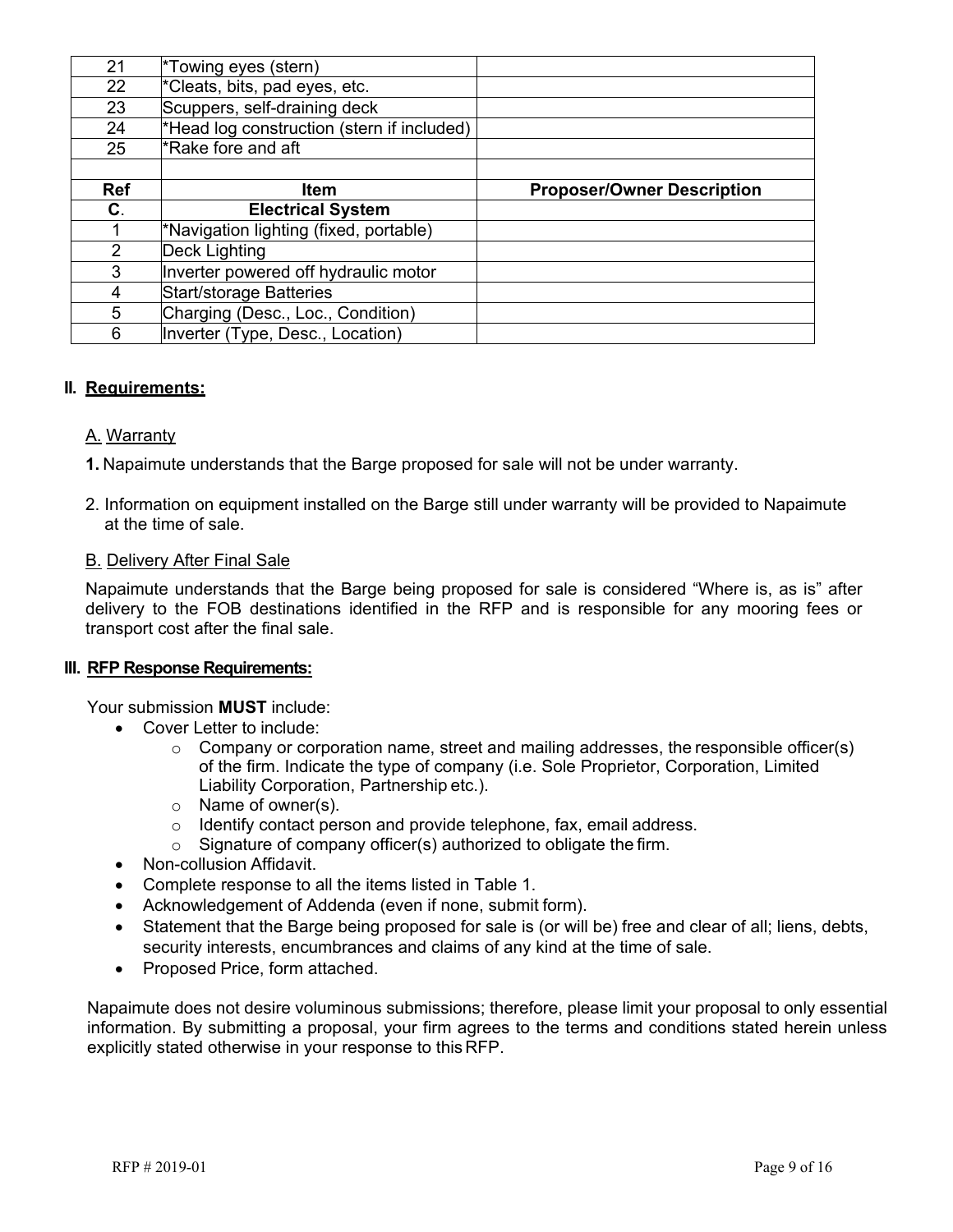| | | |
|---|---|---|
| 21 | *Towing eyes (stern) | |
| 22 | *Cleats, bits, pad eyes, etc. | |
| 23 | Scuppers, self-draining deck | |
| 24 | *Head log construction (stern if included) | |
| 25 | *Rake fore and aft | |
| | | |
| **Ref** | **Item** | **Proposer/Owner Description** |
| **C**. | **Electrical System** | |
| 1 | *Navigation lighting (fixed, portable) | |
| 2 | Deck Lighting | |
| 3 | Inverter powered off hydraulic motor | |
| 4 | Start/storage Batteries | |
| 5 | Charging (Desc., Loc., Condition) | |
| 6 | Inverter (Type, Desc., Location) | |

## II. Requirements:

### A. Warranty

**1.** Napaimute understands that the Barge proposed for sale will not be under warranty.

2. Information on equipment installed on the Barge still under warranty will be provided to Napaimute at the time of sale.

### B. Delivery After Final Sale

Napaimute understands that the Barge being proposed for sale is considered "Where is, as is" after delivery to the FOB destinations identified in the RFP and is responsible for any mooring fees or transport cost after the final sale.

## III. RFP Response Requirements:

Your submission **MUST** include:

- Cover Letter to include:
  - Company or corporation name, street and mailing addresses, the responsible officer(s) of the firm. Indicate the type of company (i.e. Sole Proprietor, Corporation, Limited Liability Corporation, Partnership etc.).
  - Name of owner(s).
  - Identify contact person and provide telephone, fax, email address.
  - Signature of company officer(s) authorized to obligate the firm.
- Non-collusion Affidavit.
- Complete response to all the items listed in Table 1.
- Acknowledgement of Addenda (even if none, submit form).
- Statement that the Barge being proposed for sale is (or will be) free and clear of all; liens, debts, security interests, encumbrances and claims of any kind at the time of sale.
- Proposed Price, form attached.

Napaimute does not desire voluminous submissions; therefore, please limit your proposal to only essential information. By submitting a proposal, your firm agrees to the terms and conditions stated herein unless explicitly stated otherwise in your response to this RFP.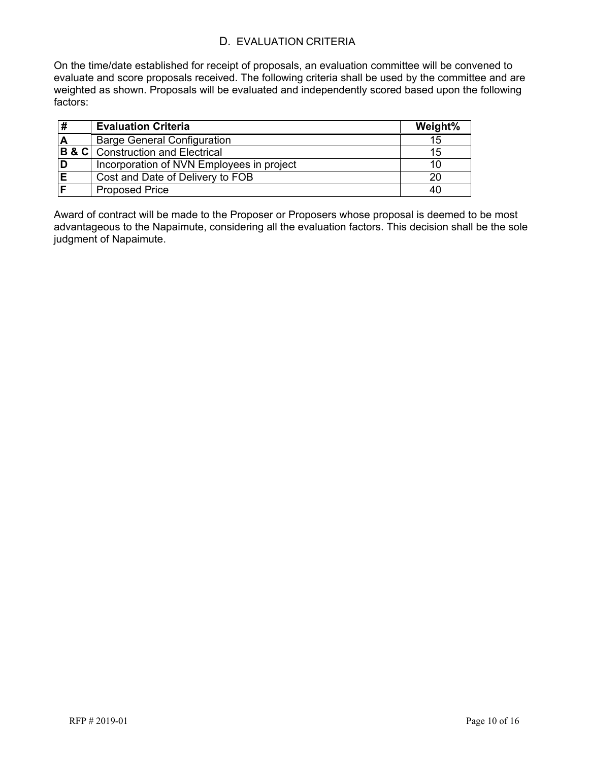## D. EVALUATION CRITERIA

On the time/date established for receipt of proposals, an evaluation committee will be convened to evaluate and score proposals received. The following criteria shall be used by the committee and are weighted as shown. Proposals will be evaluated and independently scored based upon the following factors:

| # | Evaluation Criteria | Weight% |
|---|---|---|
| **A** | Barge General Configuration | 15 |
| **B & C** | Construction and Electrical | 15 |
| **D** | Incorporation of NVN Employees in project | 10 |
| **E** | Cost and Date of Delivery to FOB | 20 |
| **F** | Proposed Price | 40 |

Award of contract will be made to the Proposer or Proposers whose proposal is deemed to be most advantageous to the Napaimute, considering all the evaluation factors. This decision shall be the sole judgment of Napaimute.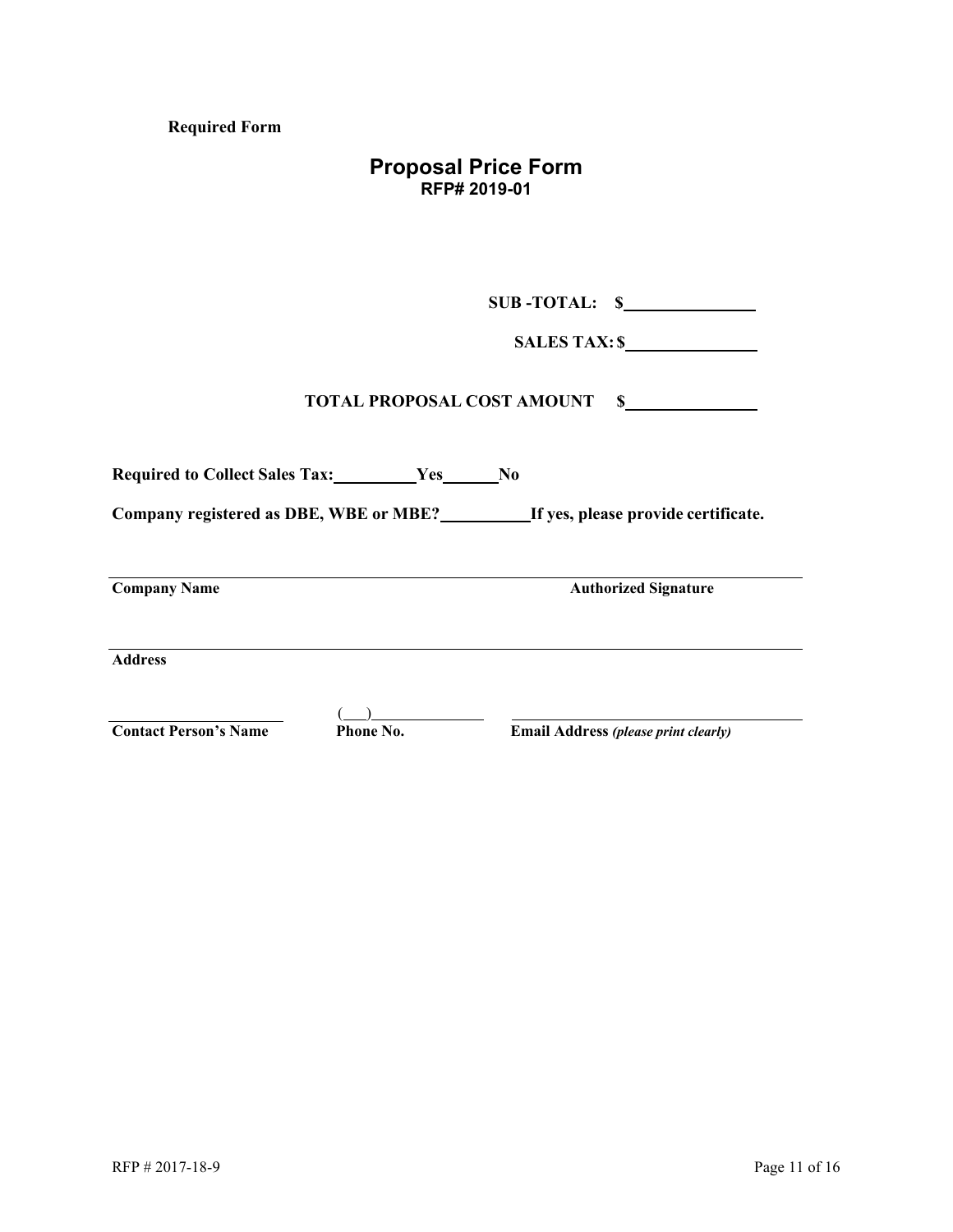**Required Form**

# Proposal Price Form
## RFP# 2019-01

**SUB -TOTAL: $________________**

**SALES TAX: $________________**

**TOTAL PROPOSAL COST AMOUNT $________________**

**Required to Collect Sales Tax: __________ Yes _______ No**

**Company registered as DBE, WBE or MBE? __________ If yes, please provide certificate.**

_______________________________________________________________________________

**Company Name** **Authorized Signature**

_______________________________________________________________________________

**Address**

______________________ (___)_______________ ____________________________________

**Contact Person's Name** **Phone No.** **Email Address** ***(please print clearly)***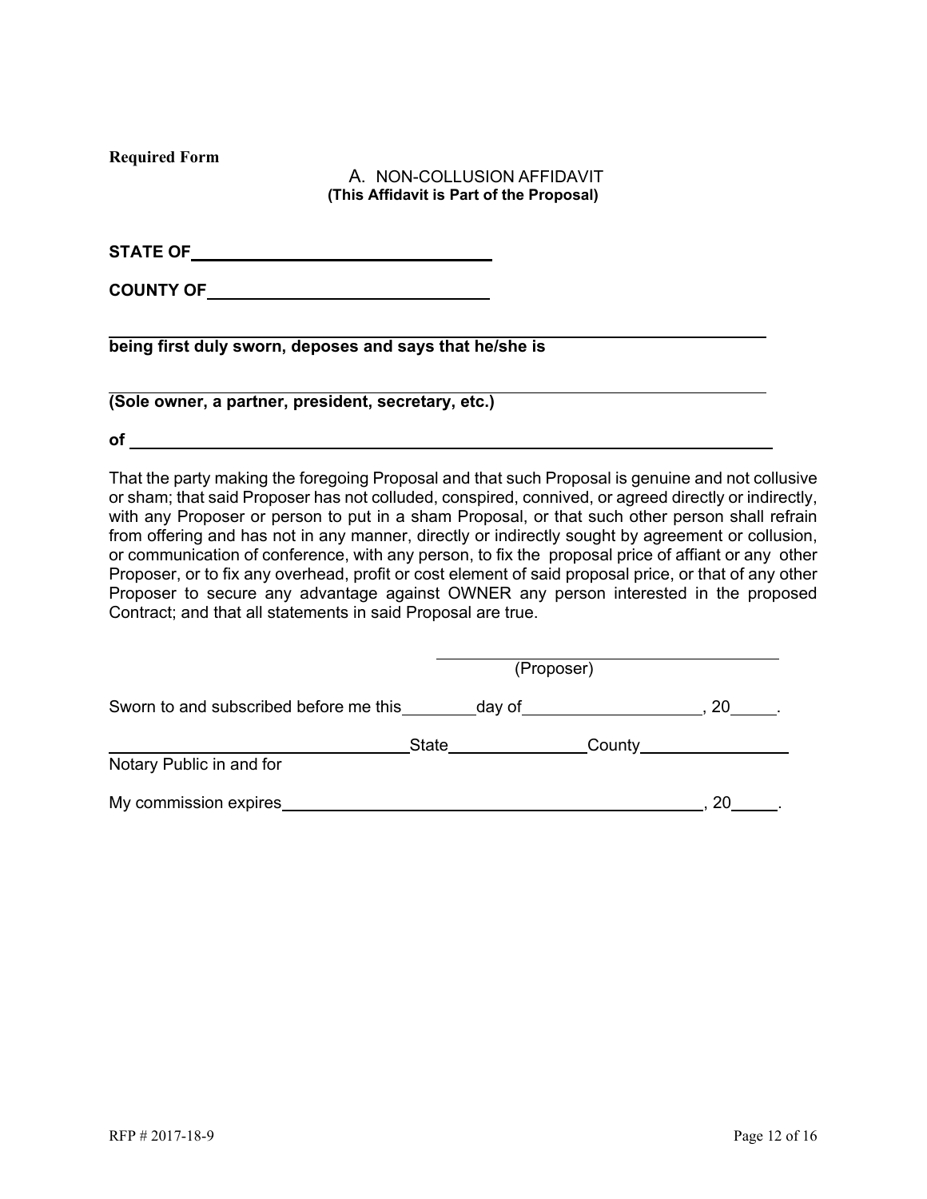**Required Form**

## A. NON-COLLUSION AFFIDAVIT

**(This Affidavit is Part of the Proposal)**

**STATE OF** ______________________________

**COUNTY OF** ____________________________

___________________________________________________________________________

**being first duly sworn, deposes and says that he/she is**

___________________________________________________________________________

**(Sole owner, a partner, president, secretary, etc.)**

**of** ________________________________________________________________________

That the party making the foregoing Proposal and that such Proposal is genuine and not collusive or sham; that said Proposer has not colluded, conspired, connived, or agreed directly or indirectly, with any Proposer or person to put in a sham Proposal, or that such other person shall refrain from offering and has not in any manner, directly or indirectly sought by agreement or collusion, or communication of conference, with any person, to fix the proposal price of affiant or any other Proposer, or to fix any overhead, profit or cost element of said proposal price, or that of any other Proposer to secure any advantage against OWNER any person interested in the proposed Contract; and that all statements in said Proposal are true.

_______________________________________
(Proposer)

Sworn to and subscribed before me this ________ day of ___________________, 20_____.

_________________________________ State _______________ County ________________

Notary Public in and for

My commission expires _______________________________________________, 20_____.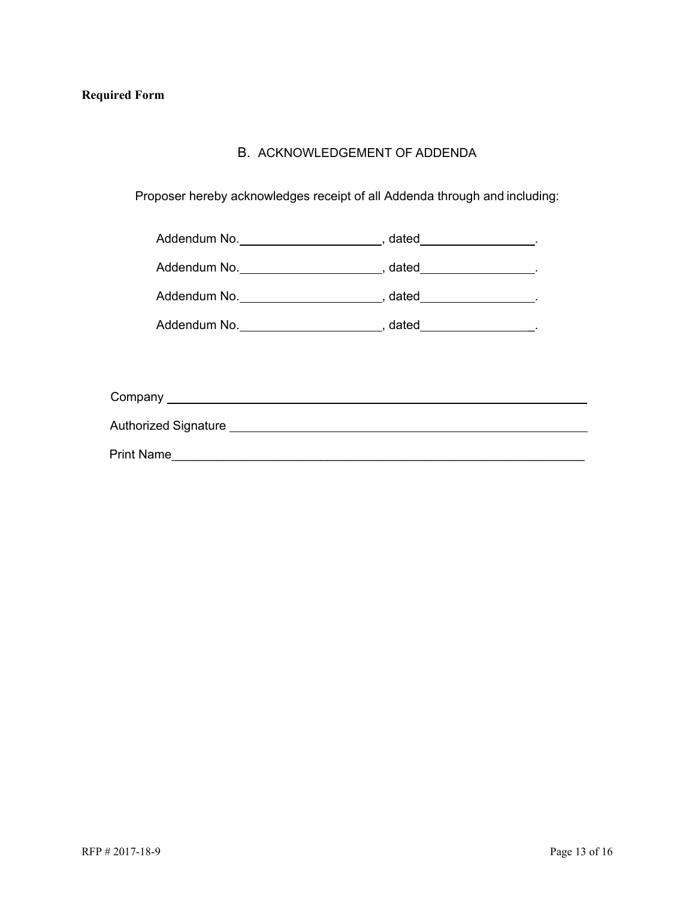**Required Form**

## B. ACKNOWLEDGEMENT OF ADDENDA

Proposer hereby acknowledges receipt of all Addenda through and including:

Addendum No.____________________, dated________________.

Addendum No.____________________, dated________________.

Addendum No.____________________, dated________________.

Addendum No.____________________, dated________________.

Company ________________________________________________________

Authorized Signature ______________________________________________

Print Name______________________________________________________